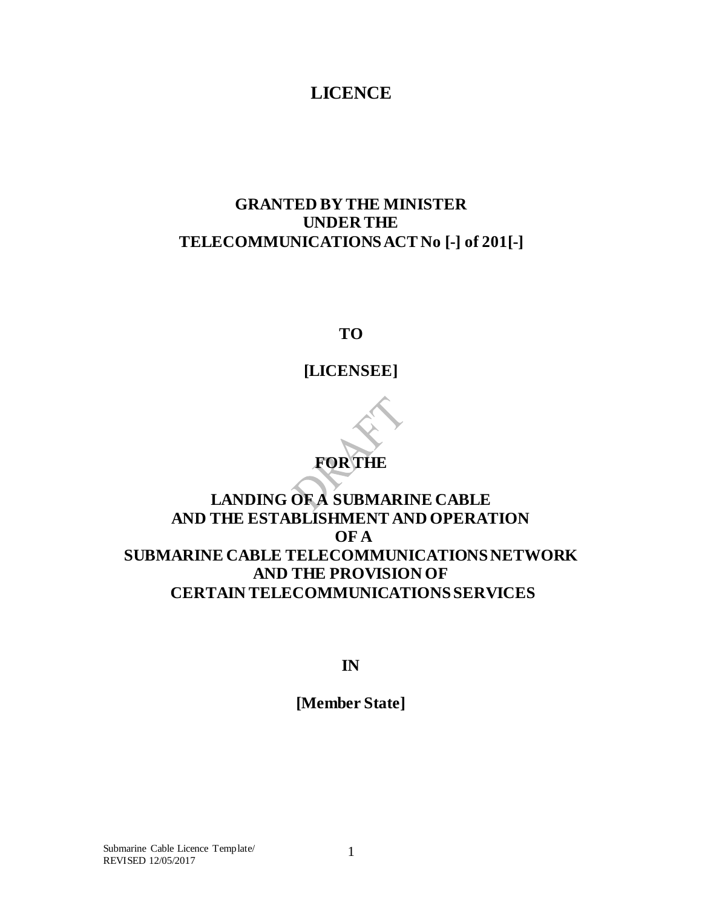# LICENCE

## GRANTED BY THE MINISTER UNDER THE TELECOMMUNICATIONS ACT No [-] of 201[-]

## TO

## [LICENSEE]

## FOR THE

## LANDING OF A SUBMARINE CABLE AND THE ESTABLISHMENT AND OPERATION OF A SUBMARINE CABLE TELECOMMUNICATIONS NETWORK AND THE PROVISION OF CERTAIN TELECOMMUNICATIONS SERVICES

## IN

## [Member State]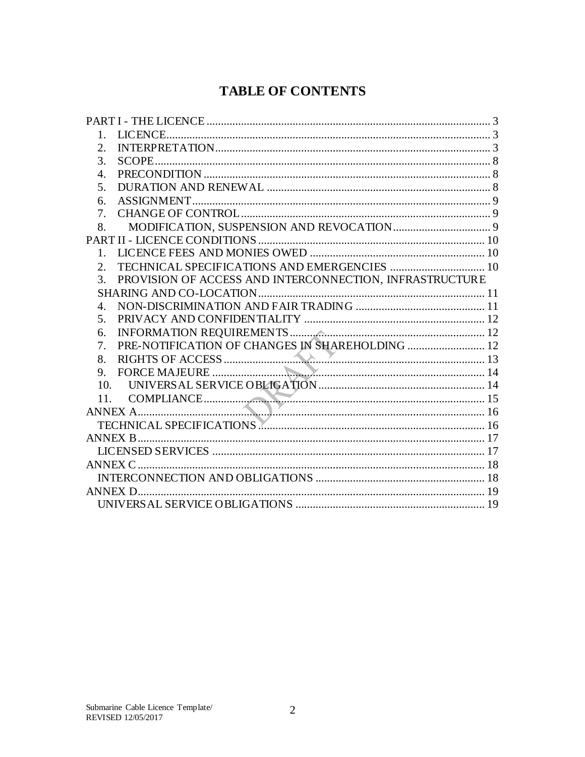# TABLE OF CONTENTS

PART I - THE LICENCE ........................................................................................... 3
1. LICENCE........................................................................................................... 3
2. INTERPRETATION.......................................................................................... 3
3. SCOPE.............................................................................................................. 8
4. PRECONDITION .............................................................................................. 8
5. DURATION AND RENEWAL ........................................................................ 8
6. ASSIGNMENT................................................................................................. 9
7. CHANGE OF CONTROL ................................................................................ 9
8. MODIFICATION, SUSPENSION AND REVOCATION................................ 9

PART II - LICENCE CONDITIONS ........................................................................ 10
1. LICENCE FEES AND MONIES OWED ........................................................ 10
2. TECHNICAL SPECIFICATIONS AND EMERGENCIES .............................. 10
3. PROVISION OF ACCESS AND INTERCONNECTION, INFRASTRUCTURE SHARING AND CO-LOCATION.................................................................... 11
4. NON-DISCRIMINATION AND FAIR TRADING .......................................... 11
5. PRIVACY AND CONFIDENTIALITY ........................................................... 12
6. INFORMATION REQUIREMENTS................................................................ 12
7. PRE-NOTIFICATION OF CHANGES IN SHAREHOLDING ........................ 12
8. RIGHTS OF ACCESS ...................................................................................... 13
9. FORCE MAJEURE .......................................................................................... 14
10. UNIVERSAL SERVICE OBLIGATION.......................................................... 14
11. COMPLIANCE.................................................................................................. 15

ANNEX A.................................................................................................................. 16
TECHNICAL SPECIFICATIONS ............................................................................ 16

ANNEX B.................................................................................................................. 17
LICENSED SERVICES ............................................................................................ 17

ANNEX C.................................................................................................................. 18
INTERCONNECTION AND OBLIGATIONS ......................................................... 18

ANNEX D.................................................................................................................. 19
UNIVERSAL SERVICE OBLIGATIONS ................................................................ 19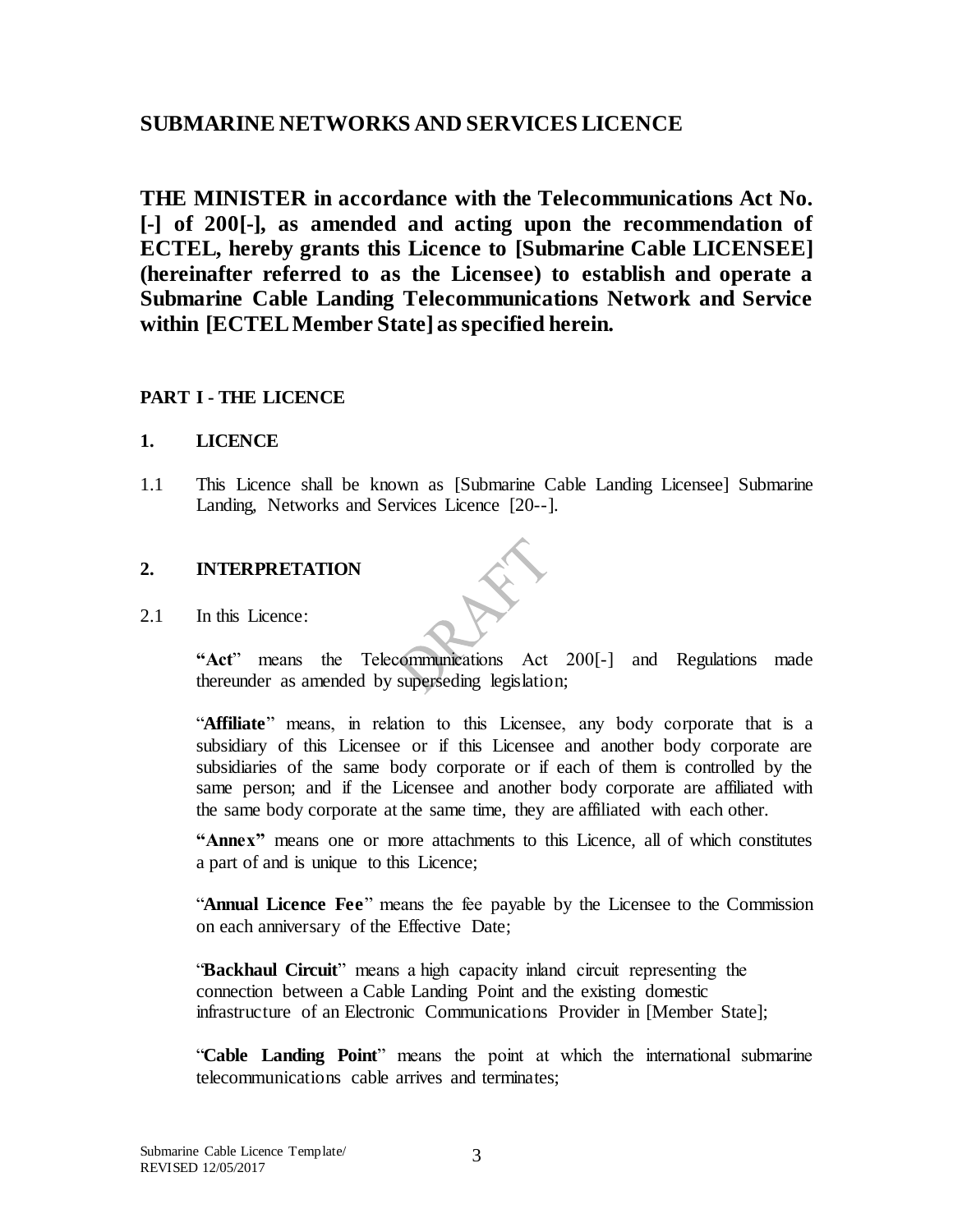## SUBMARINE NETWORKS AND SERVICES LICENCE

**THE MINISTER in accordance with the Telecommunications Act No. [-] of 200[-], as amended and acting upon the recommendation of ECTEL, hereby grants this Licence to [Submarine Cable LICENSEE] (hereinafter referred to as the Licensee) to establish and operate a Submarine Cable Landing Telecommunications Network and Service within [ECTEL Member State] as specified herein.**

### PART I - THE LICENCE

#### 1. LICENCE

1.1 This Licence shall be known as [Submarine Cable Landing Licensee] Submarine Landing, Networks and Services Licence [20--].

#### 2. INTERPRETATION

2.1 In this Licence:

**"Act"** means the Telecommunications Act 200[-] and Regulations made thereunder as amended by superseding legislation;

"**Affiliate**" means, in relation to this Licensee, any body corporate that is a subsidiary of this Licensee or if this Licensee and another body corporate are subsidiaries of the same body corporate or if each of them is controlled by the same person; and if the Licensee and another body corporate are affiliated with the same body corporate at the same time, they are affiliated with each other.

**"Annex"** means one or more attachments to this Licence, all of which constitutes a part of and is unique to this Licence;

"**Annual Licence Fee**" means the fee payable by the Licensee to the Commission on each anniversary of the Effective Date;

"**Backhaul Circuit**" means a high capacity inland circuit representing the connection between a Cable Landing Point and the existing domestic infrastructure of an Electronic Communications Provider in [Member State];

"**Cable Landing Point**" means the point at which the international submarine telecommunications cable arrives and terminates;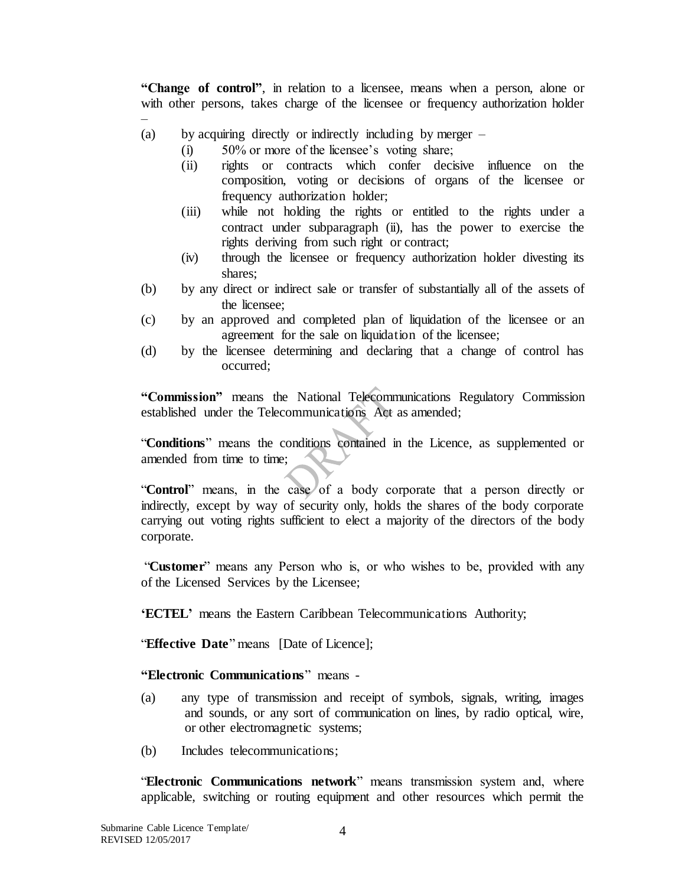**"Change of control"**, in relation to a licensee, means when a person, alone or with other persons, takes charge of the licensee or frequency authorization holder –

(a) by acquiring directly or indirectly including by merger –

  (i) 50% or more of the licensee's voting share;

  (ii) rights or contracts which confer decisive influence on the composition, voting or decisions of organs of the licensee or frequency authorization holder;

  (iii) while not holding the rights or entitled to the rights under a contract under subparagraph (ii), has the power to exercise the rights deriving from such right or contract;

  (iv) through the licensee or frequency authorization holder divesting its shares;

(b) by any direct or indirect sale or transfer of substantially all of the assets of the licensee;

(c) by an approved and completed plan of liquidation of the licensee or an agreement for the sale on liquidation of the licensee;

(d) by the licensee determining and declaring that a change of control has occurred;

**"Commission"** means the National Telecommunications Regulatory Commission established under the Telecommunications Act as amended;

"**Conditions**" means the conditions contained in the Licence, as supplemented or amended from time to time;

"**Control**" means, in the case of a body corporate that a person directly or indirectly, except by way of security only, holds the shares of the body corporate carrying out voting rights sufficient to elect a majority of the directors of the body corporate.

"**Customer**" means any Person who is, or who wishes to be, provided with any of the Licensed Services by the Licensee;

**'ECTEL'** means the Eastern Caribbean Telecommunications Authority;

"**Effective Date**" means [Date of Licence];

**"Electronic Communications**" means -

(a) any type of transmission and receipt of symbols, signals, writing, images and sounds, or any sort of communication on lines, by radio optical, wire, or other electromagnetic systems;

(b) Includes telecommunications;

"**Electronic Communications network**" means transmission system and, where applicable, switching or routing equipment and other resources which permit the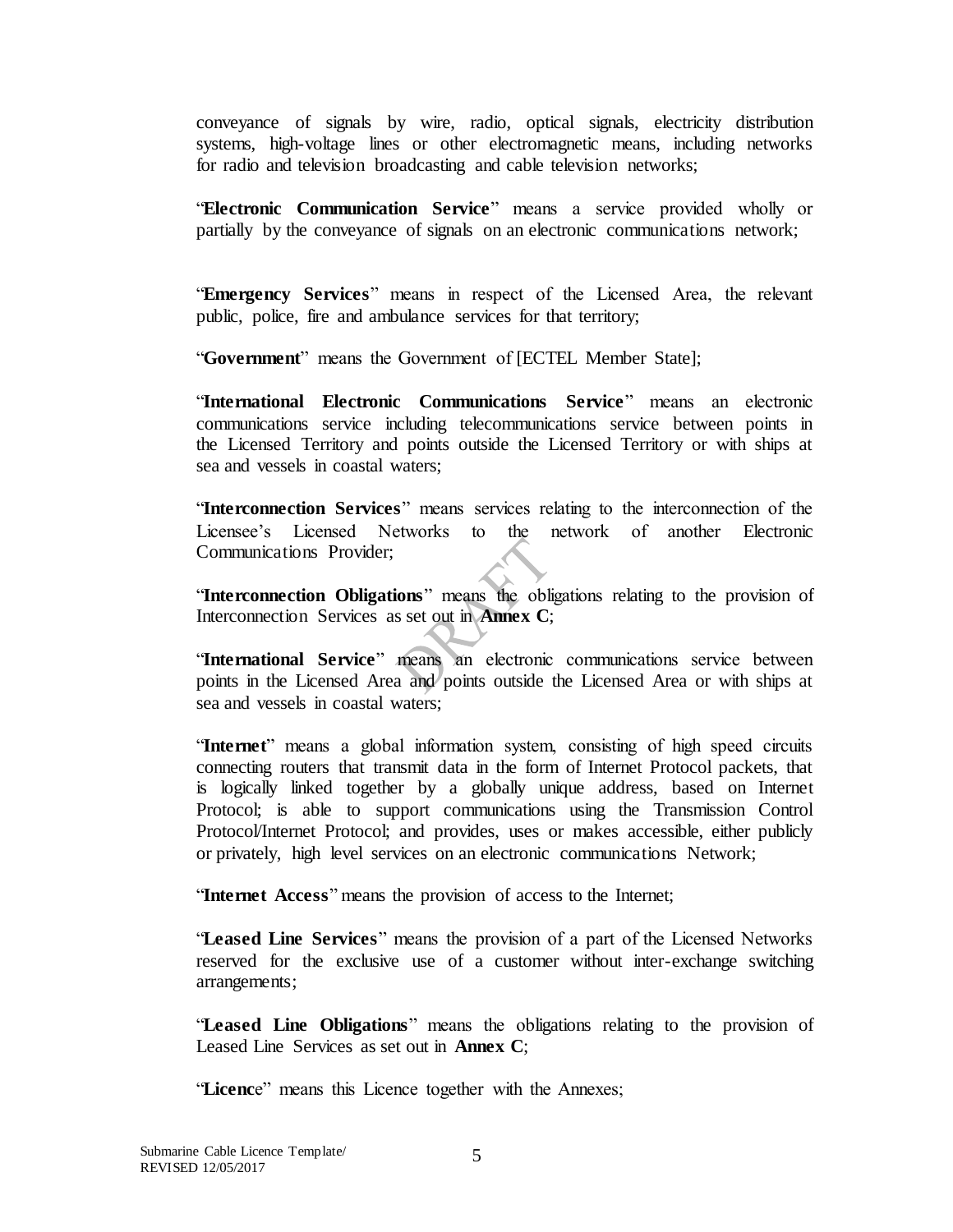conveyance of signals by wire, radio, optical signals, electricity distribution systems, high-voltage lines or other electromagnetic means, including networks for radio and television broadcasting and cable television networks;

"**Electronic Communication Service**" means a service provided wholly or partially by the conveyance of signals on an electronic communications network;

"**Emergency Services**" means in respect of the Licensed Area, the relevant public, police, fire and ambulance services for that territory;

"**Government**" means the Government of [ECTEL Member State];

"**International Electronic Communications Service**" means an electronic communications service including telecommunications service between points in the Licensed Territory and points outside the Licensed Territory or with ships at sea and vessels in coastal waters;

"**Interconnection Services**" means services relating to the interconnection of the Licensee's Licensed Networks to the network of another Electronic Communications Provider;

"**Interconnection Obligations**" means the obligations relating to the provision of Interconnection Services as set out in **Annex C**;

"**International Service**" means an electronic communications service between points in the Licensed Area and points outside the Licensed Area or with ships at sea and vessels in coastal waters;

"**Internet**" means a global information system, consisting of high speed circuits connecting routers that transmit data in the form of Internet Protocol packets, that is logically linked together by a globally unique address, based on Internet Protocol; is able to support communications using the Transmission Control Protocol/Internet Protocol; and provides, uses or makes accessible, either publicly or privately, high level services on an electronic communications Network;

"**Internet Access**" means the provision of access to the Internet;

"**Leased Line Services**" means the provision of a part of the Licensed Networks reserved for the exclusive use of a customer without inter-exchange switching arrangements;

"**Leased Line Obligations**" means the obligations relating to the provision of Leased Line Services as set out in **Annex C**;

"**Licence**" means this Licence together with the Annexes;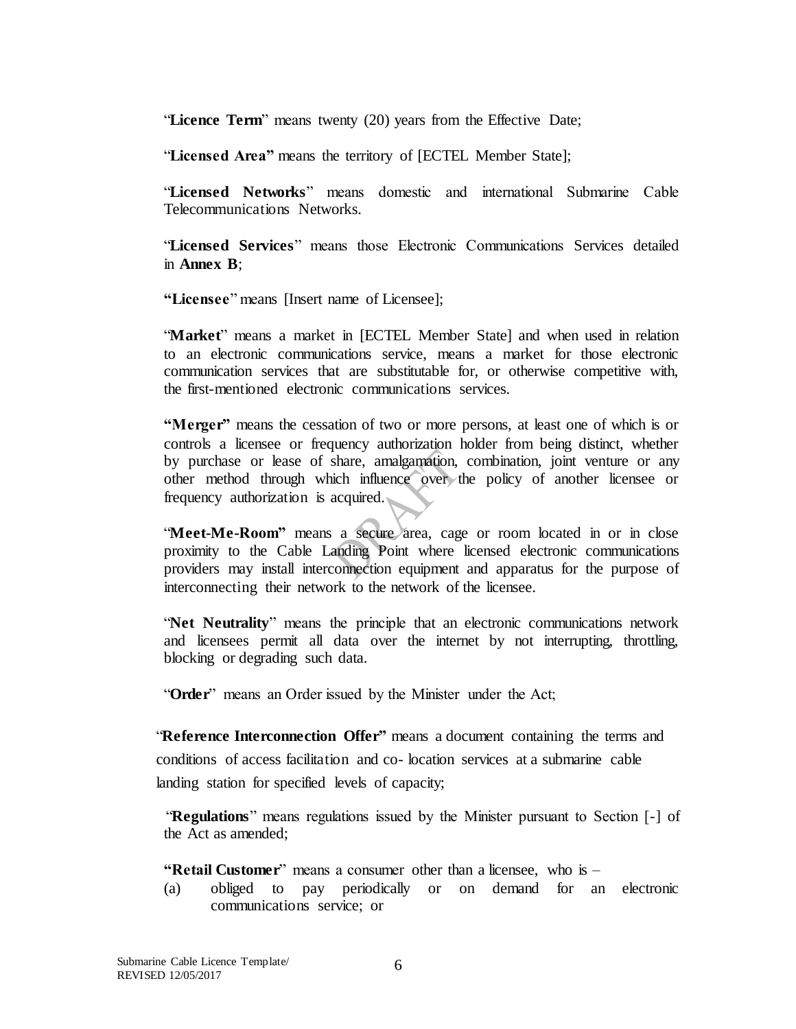"**Licence Term**" means twenty (20) years from the Effective Date;

"**Licensed Area"** means the territory of [ECTEL Member State];

"**Licensed Networks**" means domestic and international Submarine Cable Telecommunications Networks.

"**Licensed Services**" means those Electronic Communications Services detailed in **Annex B**;

**"Licensee**" means [Insert name of Licensee];

"**Market**" means a market in [ECTEL Member State] and when used in relation to an electronic communications service, means a market for those electronic communication services that are substitutable for, or otherwise competitive with, the first-mentioned electronic communications services.

**"Merger"** means the cessation of two or more persons, at least one of which is or controls a licensee or frequency authorization holder from being distinct, whether by purchase or lease of share, amalgamation, combination, joint venture or any other method through which influence over the policy of another licensee or frequency authorization is acquired.

"**Meet-Me-Room"** means a secure area, cage or room located in or in close proximity to the Cable Landing Point where licensed electronic communications providers may install interconnection equipment and apparatus for the purpose of interconnecting their network to the network of the licensee.

"**Net Neutrality**" means the principle that an electronic communications network and licensees permit all data over the internet by not interrupting, throttling, blocking or degrading such data.

"**Order**" means an Order issued by the Minister under the Act;

"**Reference Interconnection Offer"** means a document containing the terms and conditions of access facilitation and co- location services at a submarine cable landing station for specified levels of capacity;

"**Regulations**" means regulations issued by the Minister pursuant to Section [-] of the Act as amended;

**"Retail Customer**" means a consumer other than a licensee, who is –

(a) obliged to pay periodically or on demand for an electronic communications service; or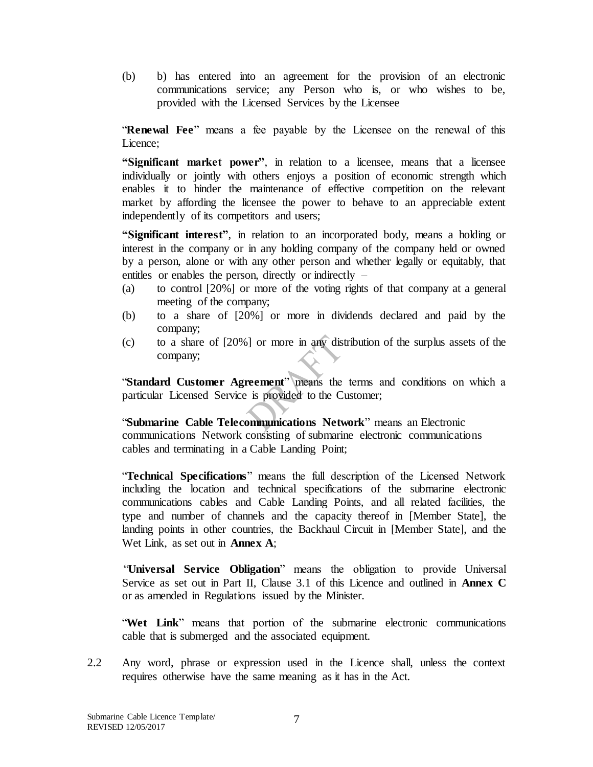(b) b) has entered into an agreement for the provision of an electronic communications service; any Person who is, or who wishes to be, provided with the Licensed Services by the Licensee

"**Renewal Fee**" means a fee payable by the Licensee on the renewal of this Licence;

**"Significant market power"**, in relation to a licensee, means that a licensee individually or jointly with others enjoys a position of economic strength which enables it to hinder the maintenance of effective competition on the relevant market by affording the licensee the power to behave to an appreciable extent independently of its competitors and users;

**"Significant interest"**, in relation to an incorporated body, means a holding or interest in the company or in any holding company of the company held or owned by a person, alone or with any other person and whether legally or equitably, that entitles or enables the person, directly or indirectly –

(a) to control [20%] or more of the voting rights of that company at a general meeting of the company;

(b) to a share of [20%] or more in dividends declared and paid by the company;

(c) to a share of [20%] or more in any distribution of the surplus assets of the company;

"**Standard Customer Agreement**" means the terms and conditions on which a particular Licensed Service is provided to the Customer;

"**Submarine Cable Telecommunications Network**" means an Electronic communications Network consisting of submarine electronic communications cables and terminating in a Cable Landing Point;

"**Technical Specifications**" means the full description of the Licensed Network including the location and technical specifications of the submarine electronic communications cables and Cable Landing Points, and all related facilities, the type and number of channels and the capacity thereof in [Member State], the landing points in other countries, the Backhaul Circuit in [Member State], and the Wet Link, as set out in **Annex A**;

"**Universal Service Obligation**" means the obligation to provide Universal Service as set out in Part II, Clause 3.1 of this Licence and outlined in **Annex C** or as amended in Regulations issued by the Minister.

"**Wet Link**" means that portion of the submarine electronic communications cable that is submerged and the associated equipment.

2.2 Any word, phrase or expression used in the Licence shall, unless the context requires otherwise have the same meaning as it has in the Act.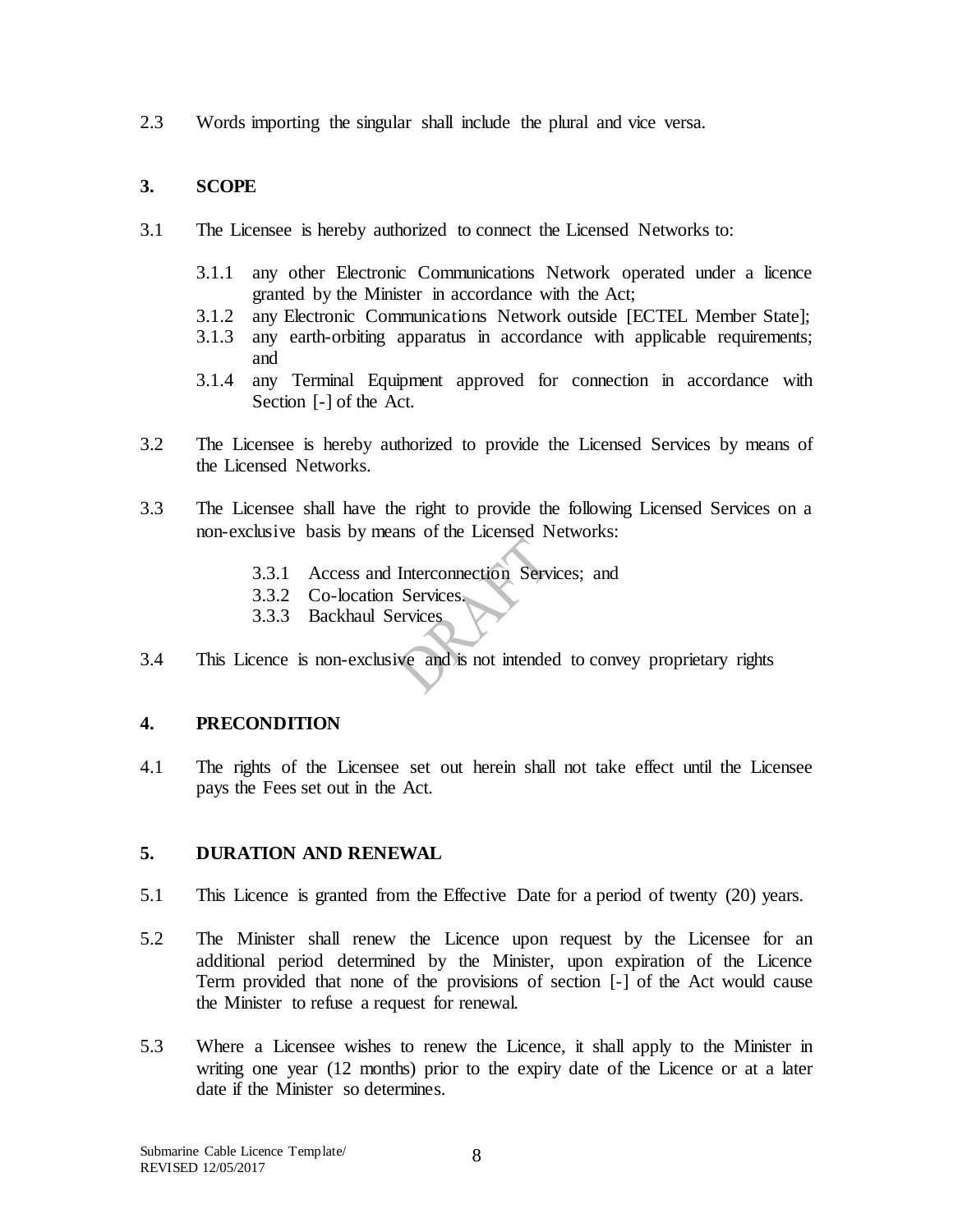2.3 Words importing the singular shall include the plural and vice versa.

## 3. SCOPE

3.1 The Licensee is hereby authorized to connect the Licensed Networks to:

- 3.1.1 any other Electronic Communications Network operated under a licence granted by the Minister in accordance with the Act;
- 3.1.2 any Electronic Communications Network outside [ECTEL Member State];
- 3.1.3 any earth-orbiting apparatus in accordance with applicable requirements; and
- 3.1.4 any Terminal Equipment approved for connection in accordance with Section [-] of the Act.

3.2 The Licensee is hereby authorized to provide the Licensed Services by means of the Licensed Networks.

3.3 The Licensee shall have the right to provide the following Licensed Services on a non-exclusive basis by means of the Licensed Networks:

- 3.3.1 Access and Interconnection Services; and
- 3.3.2 Co-location Services.
- 3.3.3 Backhaul Services

3.4 This Licence is non-exclusive and is not intended to convey proprietary rights

## 4. PRECONDITION

4.1 The rights of the Licensee set out herein shall not take effect until the Licensee pays the Fees set out in the Act.

## 5. DURATION AND RENEWAL

5.1 This Licence is granted from the Effective Date for a period of twenty (20) years.

5.2 The Minister shall renew the Licence upon request by the Licensee for an additional period determined by the Minister, upon expiration of the Licence Term provided that none of the provisions of section [-] of the Act would cause the Minister to refuse a request for renewal.

5.3 Where a Licensee wishes to renew the Licence, it shall apply to the Minister in writing one year (12 months) prior to the expiry date of the Licence or at a later date if the Minister so determines.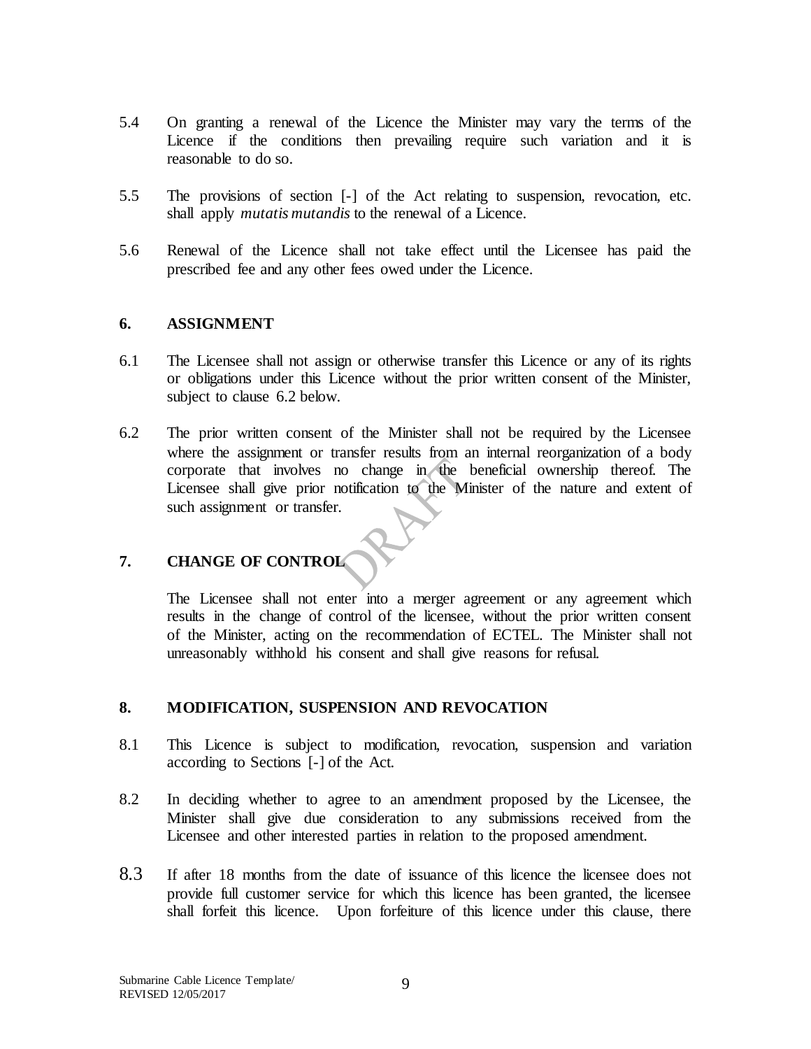5.4 On granting a renewal of the Licence the Minister may vary the terms of the Licence if the conditions then prevailing require such variation and it is reasonable to do so.

5.5 The provisions of section [-] of the Act relating to suspension, revocation, etc. shall apply *mutatis mutandis* to the renewal of a Licence.

5.6 Renewal of the Licence shall not take effect until the Licensee has paid the prescribed fee and any other fees owed under the Licence.

## 6. ASSIGNMENT

6.1 The Licensee shall not assign or otherwise transfer this Licence or any of its rights or obligations under this Licence without the prior written consent of the Minister, subject to clause 6.2 below.

6.2 The prior written consent of the Minister shall not be required by the Licensee where the assignment or transfer results from an internal reorganization of a body corporate that involves no change in the beneficial ownership thereof. The Licensee shall give prior notification to the Minister of the nature and extent of such assignment or transfer.

## 7. CHANGE OF CONTROL

The Licensee shall not enter into a merger agreement or any agreement which results in the change of control of the licensee, without the prior written consent of the Minister, acting on the recommendation of ECTEL. The Minister shall not unreasonably withhold his consent and shall give reasons for refusal.

## 8. MODIFICATION, SUSPENSION AND REVOCATION

8.1 This Licence is subject to modification, revocation, suspension and variation according to Sections [-] of the Act.

8.2 In deciding whether to agree to an amendment proposed by the Licensee, the Minister shall give due consideration to any submissions received from the Licensee and other interested parties in relation to the proposed amendment.

8.3 If after 18 months from the date of issuance of this licence the licensee does not provide full customer service for which this licence has been granted, the licensee shall forfeit this licence. Upon forfeiture of this licence under this clause, there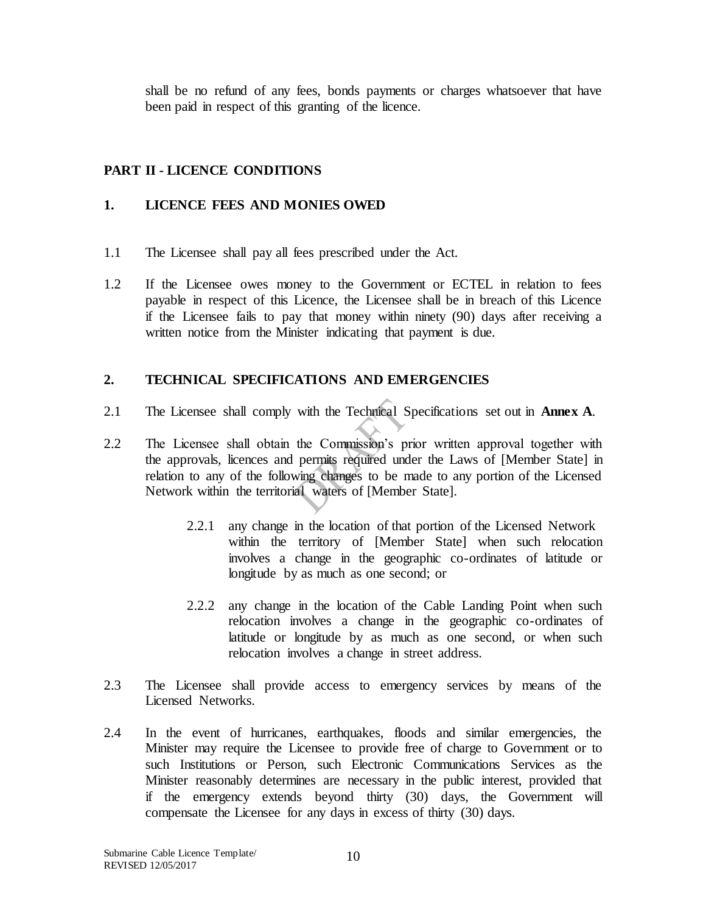shall be no refund of any fees, bonds payments or charges whatsoever that have been paid in respect of this granting of the licence.

## PART II - LICENCE CONDITIONS

### 1. LICENCE FEES AND MONIES OWED

1.1 The Licensee shall pay all fees prescribed under the Act.

1.2 If the Licensee owes money to the Government or ECTEL in relation to fees payable in respect of this Licence, the Licensee shall be in breach of this Licence if the Licensee fails to pay that money within ninety (90) days after receiving a written notice from the Minister indicating that payment is due.

### 2. TECHNICAL SPECIFICATIONS AND EMERGENCIES

2.1 The Licensee shall comply with the Technical Specifications set out in **Annex A**.

2.2 The Licensee shall obtain the Commission's prior written approval together with the approvals, licences and permits required under the Laws of [Member State] in relation to any of the following changes to be made to any portion of the Licensed Network within the territorial waters of [Member State].

> 2.2.1 any change in the location of that portion of the Licensed Network within the territory of [Member State] when such relocation involves a change in the geographic co-ordinates of latitude or longitude by as much as one second; or
>
> 2.2.2 any change in the location of the Cable Landing Point when such relocation involves a change in the geographic co-ordinates of latitude or longitude by as much as one second, or when such relocation involves a change in street address.

2.3 The Licensee shall provide access to emergency services by means of the Licensed Networks.

2.4 In the event of hurricanes, earthquakes, floods and similar emergencies, the Minister may require the Licensee to provide free of charge to Government or to such Institutions or Person, such Electronic Communications Services as the Minister reasonably determines are necessary in the public interest, provided that if the emergency extends beyond thirty (30) days, the Government will compensate the Licensee for any days in excess of thirty (30) days.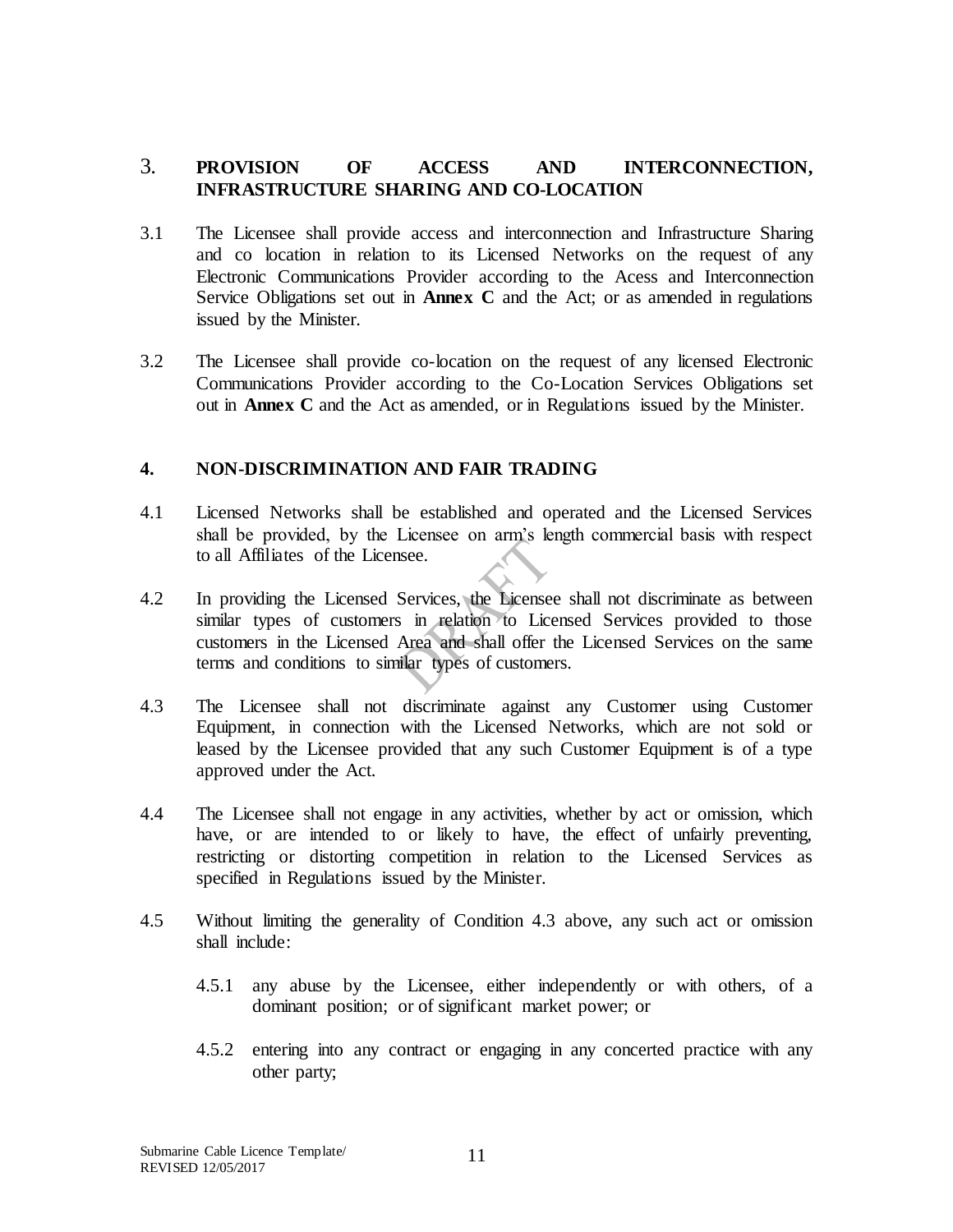## 3. PROVISION OF ACCESS AND INTERCONNECTION, INFRASTRUCTURE SHARING AND CO-LOCATION

3.1 The Licensee shall provide access and interconnection and Infrastructure Sharing and co location in relation to its Licensed Networks on the request of any Electronic Communications Provider according to the Acess and Interconnection Service Obligations set out in **Annex C** and the Act; or as amended in regulations issued by the Minister.

3.2 The Licensee shall provide co-location on the request of any licensed Electronic Communications Provider according to the Co-Location Services Obligations set out in **Annex C** and the Act as amended, or in Regulations issued by the Minister.

## 4. NON-DISCRIMINATION AND FAIR TRADING

4.1 Licensed Networks shall be established and operated and the Licensed Services shall be provided, by the Licensee on arm's length commercial basis with respect to all Affiliates of the Licensee.

4.2 In providing the Licensed Services, the Licensee shall not discriminate as between similar types of customers in relation to Licensed Services provided to those customers in the Licensed Area and shall offer the Licensed Services on the same terms and conditions to similar types of customers.

4.3 The Licensee shall not discriminate against any Customer using Customer Equipment, in connection with the Licensed Networks, which are not sold or leased by the Licensee provided that any such Customer Equipment is of a type approved under the Act.

4.4 The Licensee shall not engage in any activities, whether by act or omission, which have, or are intended to or likely to have, the effect of unfairly preventing, restricting or distorting competition in relation to the Licensed Services as specified in Regulations issued by the Minister.

4.5 Without limiting the generality of Condition 4.3 above, any such act or omission shall include:

4.5.1 any abuse by the Licensee, either independently or with others, of a dominant position; or of significant market power; or

4.5.2 entering into any contract or engaging in any concerted practice with any other party;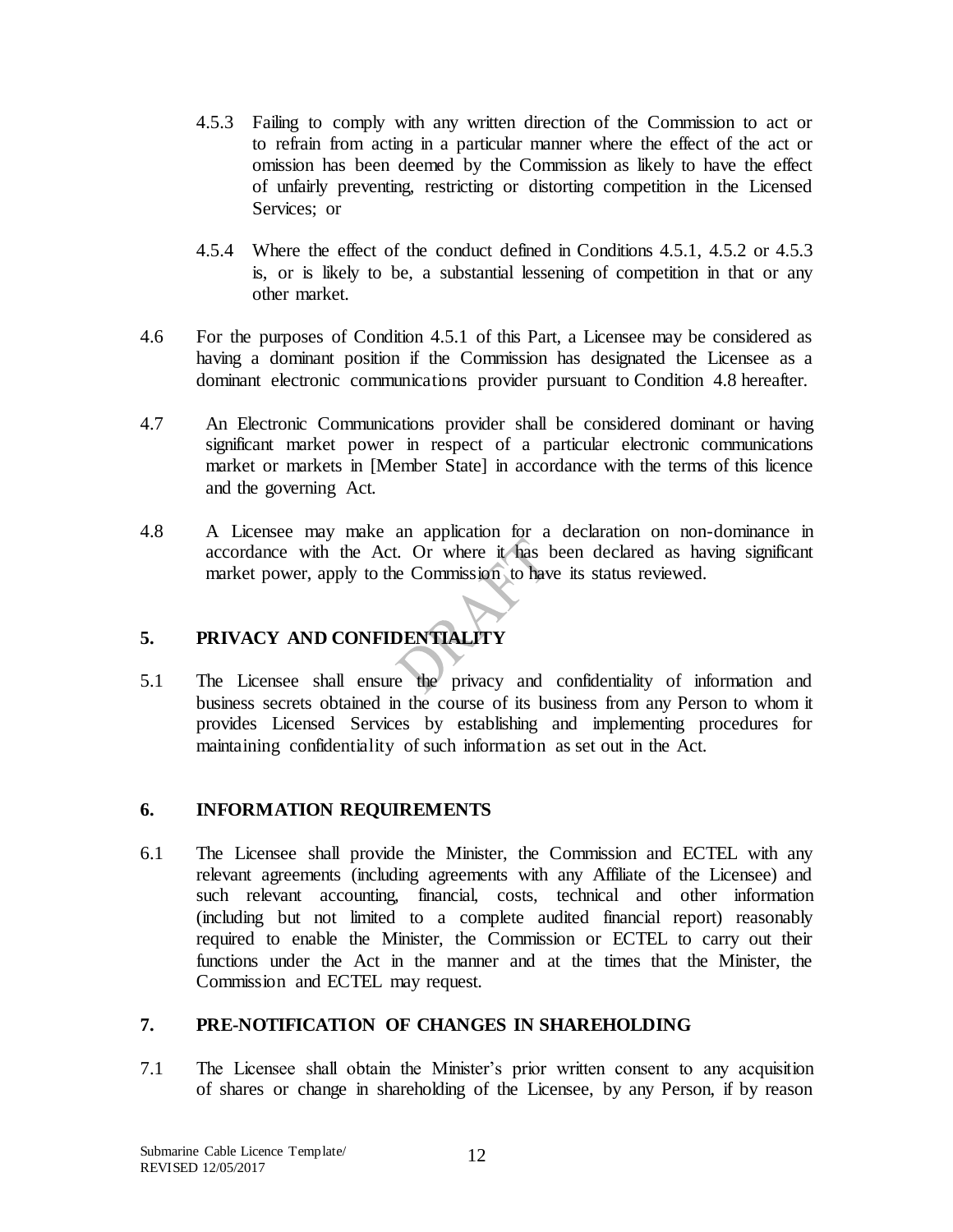4.5.3 Failing to comply with any written direction of the Commission to act or to refrain from acting in a particular manner where the effect of the act or omission has been deemed by the Commission as likely to have the effect of unfairly preventing, restricting or distorting competition in the Licensed Services; or

4.5.4 Where the effect of the conduct defined in Conditions 4.5.1, 4.5.2 or 4.5.3 is, or is likely to be, a substantial lessening of competition in that or any other market.

4.6 For the purposes of Condition 4.5.1 of this Part, a Licensee may be considered as having a dominant position if the Commission has designated the Licensee as a dominant electronic communications provider pursuant to Condition 4.8 hereafter.

4.7 An Electronic Communications provider shall be considered dominant or having significant market power in respect of a particular electronic communications market or markets in [Member State] in accordance with the terms of this licence and the governing Act.

4.8 A Licensee may make an application for a declaration on non-dominance in accordance with the Act. Or where it has been declared as having significant market power, apply to the Commission to have its status reviewed.

## 5. PRIVACY AND CONFIDENTIALITY

5.1 The Licensee shall ensure the privacy and confidentiality of information and business secrets obtained in the course of its business from any Person to whom it provides Licensed Services by establishing and implementing procedures for maintaining confidentiality of such information as set out in the Act.

## 6. INFORMATION REQUIREMENTS

6.1 The Licensee shall provide the Minister, the Commission and ECTEL with any relevant agreements (including agreements with any Affiliate of the Licensee) and such relevant accounting, financial, costs, technical and other information (including but not limited to a complete audited financial report) reasonably required to enable the Minister, the Commission or ECTEL to carry out their functions under the Act in the manner and at the times that the Minister, the Commission and ECTEL may request.

## 7. PRE-NOTIFICATION OF CHANGES IN SHAREHOLDING

7.1 The Licensee shall obtain the Minister's prior written consent to any acquisition of shares or change in shareholding of the Licensee, by any Person, if by reason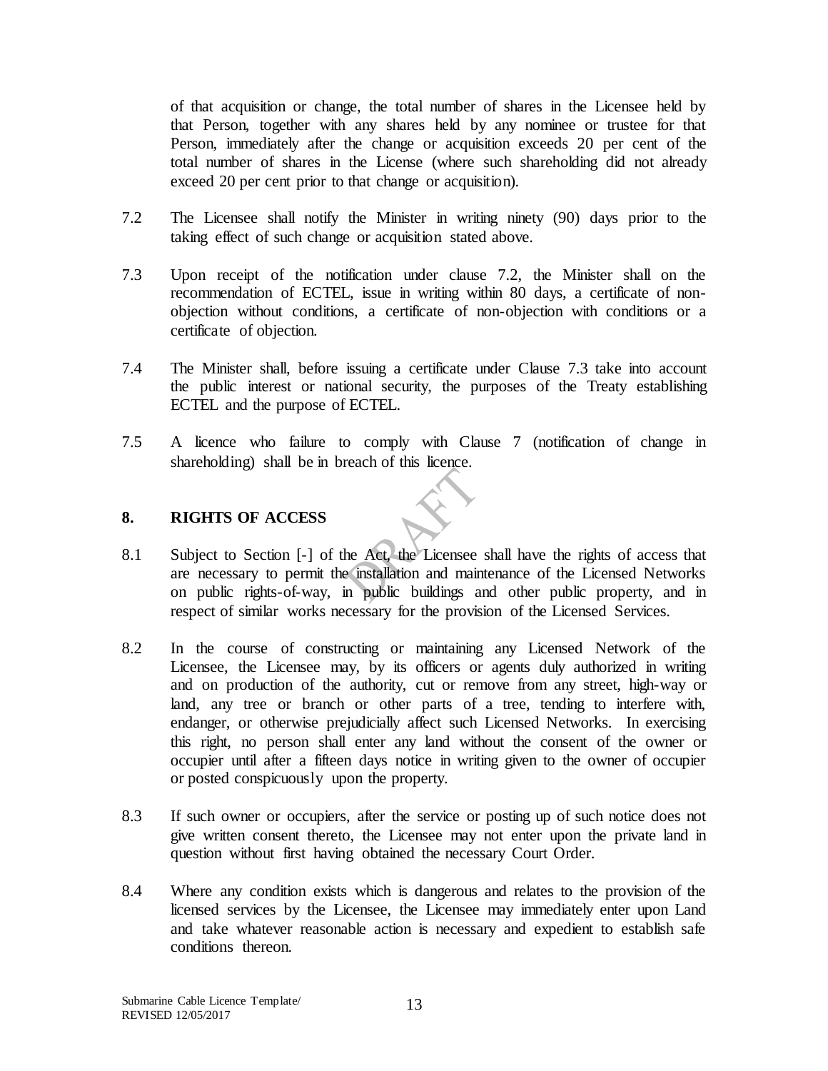of that acquisition or change, the total number of shares in the Licensee held by that Person, together with any shares held by any nominee or trustee for that Person, immediately after the change or acquisition exceeds 20 per cent of the total number of shares in the License (where such shareholding did not already exceed 20 per cent prior to that change or acquisition).

7.2 The Licensee shall notify the Minister in writing ninety (90) days prior to the taking effect of such change or acquisition stated above.

7.3 Upon receipt of the notification under clause 7.2, the Minister shall on the recommendation of ECTEL, issue in writing within 80 days, a certificate of non-objection without conditions, a certificate of non-objection with conditions or a certificate of objection.

7.4 The Minister shall, before issuing a certificate under Clause 7.3 take into account the public interest or national security, the purposes of the Treaty establishing ECTEL and the purpose of ECTEL.

7.5 A licence who failure to comply with Clause 7 (notification of change in shareholding) shall be in breach of this licence.

## 8. RIGHTS OF ACCESS

8.1 Subject to Section [-] of the Act, the Licensee shall have the rights of access that are necessary to permit the installation and maintenance of the Licensed Networks on public rights-of-way, in public buildings and other public property, and in respect of similar works necessary for the provision of the Licensed Services.

8.2 In the course of constructing or maintaining any Licensed Network of the Licensee, the Licensee may, by its officers or agents duly authorized in writing and on production of the authority, cut or remove from any street, high-way or land, any tree or branch or other parts of a tree, tending to interfere with, endanger, or otherwise prejudicially affect such Licensed Networks. In exercising this right, no person shall enter any land without the consent of the owner or occupier until after a fifteen days notice in writing given to the owner of occupier or posted conspicuously upon the property.

8.3 If such owner or occupiers, after the service or posting up of such notice does not give written consent thereto, the Licensee may not enter upon the private land in question without first having obtained the necessary Court Order.

8.4 Where any condition exists which is dangerous and relates to the provision of the licensed services by the Licensee, the Licensee may immediately enter upon Land and take whatever reasonable action is necessary and expedient to establish safe conditions thereon.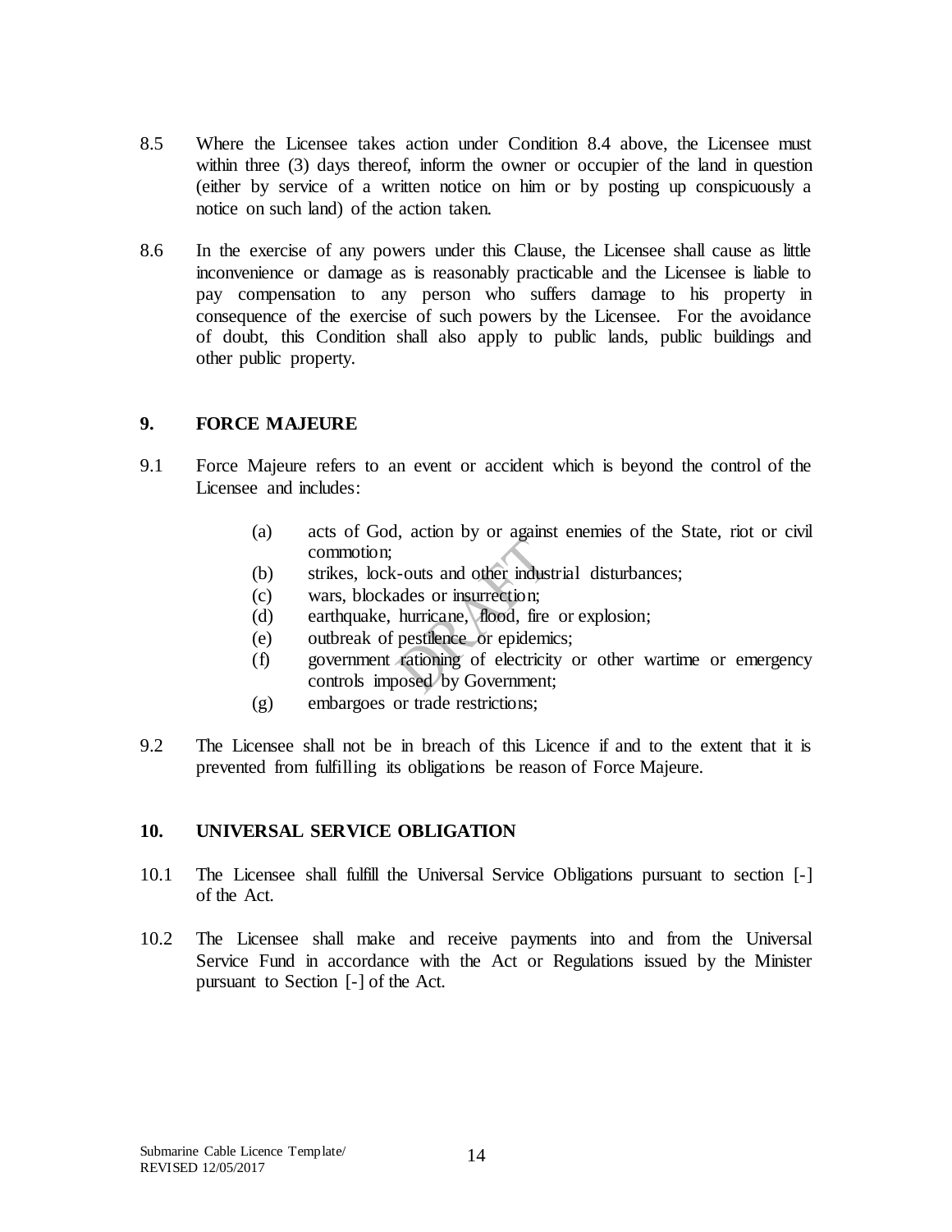8.5 Where the Licensee takes action under Condition 8.4 above, the Licensee must within three (3) days thereof, inform the owner or occupier of the land in question (either by service of a written notice on him or by posting up conspicuously a notice on such land) of the action taken.

8.6 In the exercise of any powers under this Clause, the Licensee shall cause as little inconvenience or damage as is reasonably practicable and the Licensee is liable to pay compensation to any person who suffers damage to his property in consequence of the exercise of such powers by the Licensee. For the avoidance of doubt, this Condition shall also apply to public lands, public buildings and other public property.

## 9. FORCE MAJEURE

9.1 Force Majeure refers to an event or accident which is beyond the control of the Licensee and includes:

(a) acts of God, action by or against enemies of the State, riot or civil commotion;
(b) strikes, lock-outs and other industrial disturbances;
(c) wars, blockades or insurrection;
(d) earthquake, hurricane, flood, fire or explosion;
(e) outbreak of pestilence or epidemics;
(f) government rationing of electricity or other wartime or emergency controls imposed by Government;
(g) embargoes or trade restrictions;

9.2 The Licensee shall not be in breach of this Licence if and to the extent that it is prevented from fulfilling its obligations be reason of Force Majeure.

## 10. UNIVERSAL SERVICE OBLIGATION

10.1 The Licensee shall fulfill the Universal Service Obligations pursuant to section [-] of the Act.

10.2 The Licensee shall make and receive payments into and from the Universal Service Fund in accordance with the Act or Regulations issued by the Minister pursuant to Section [-] of the Act.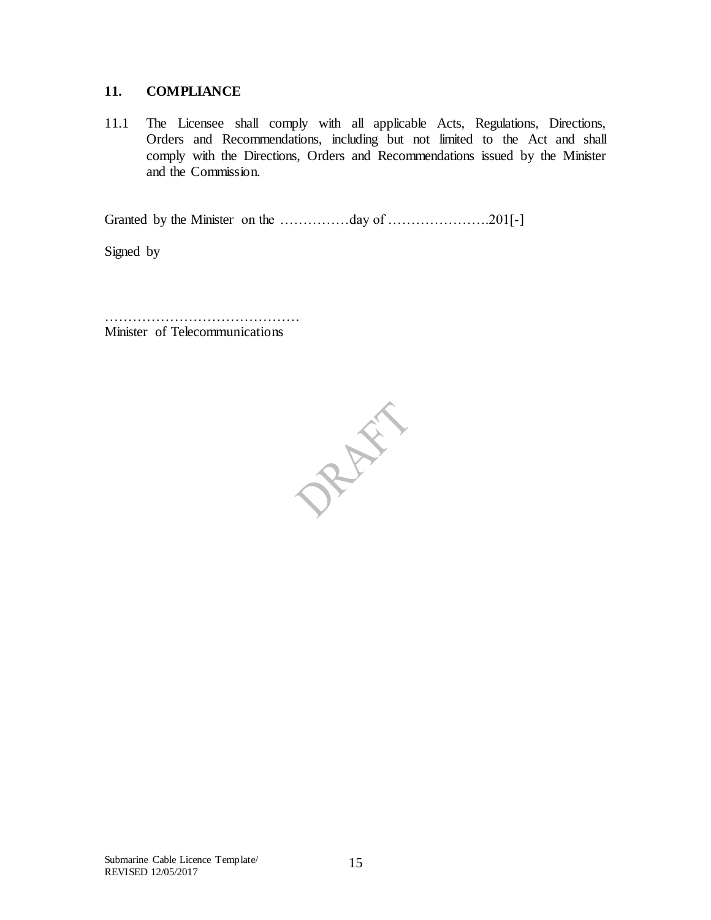## 11. COMPLIANCE

11.1 The Licensee shall comply with all applicable Acts, Regulations, Directions, Orders and Recommendations, including but not limited to the Act and shall comply with the Directions, Orders and Recommendations issued by the Minister and the Commission.

Granted by the Minister on the ……………day of ………………….201[-]

Signed by

……………………………………
Minister of Telecommunications

DRAFT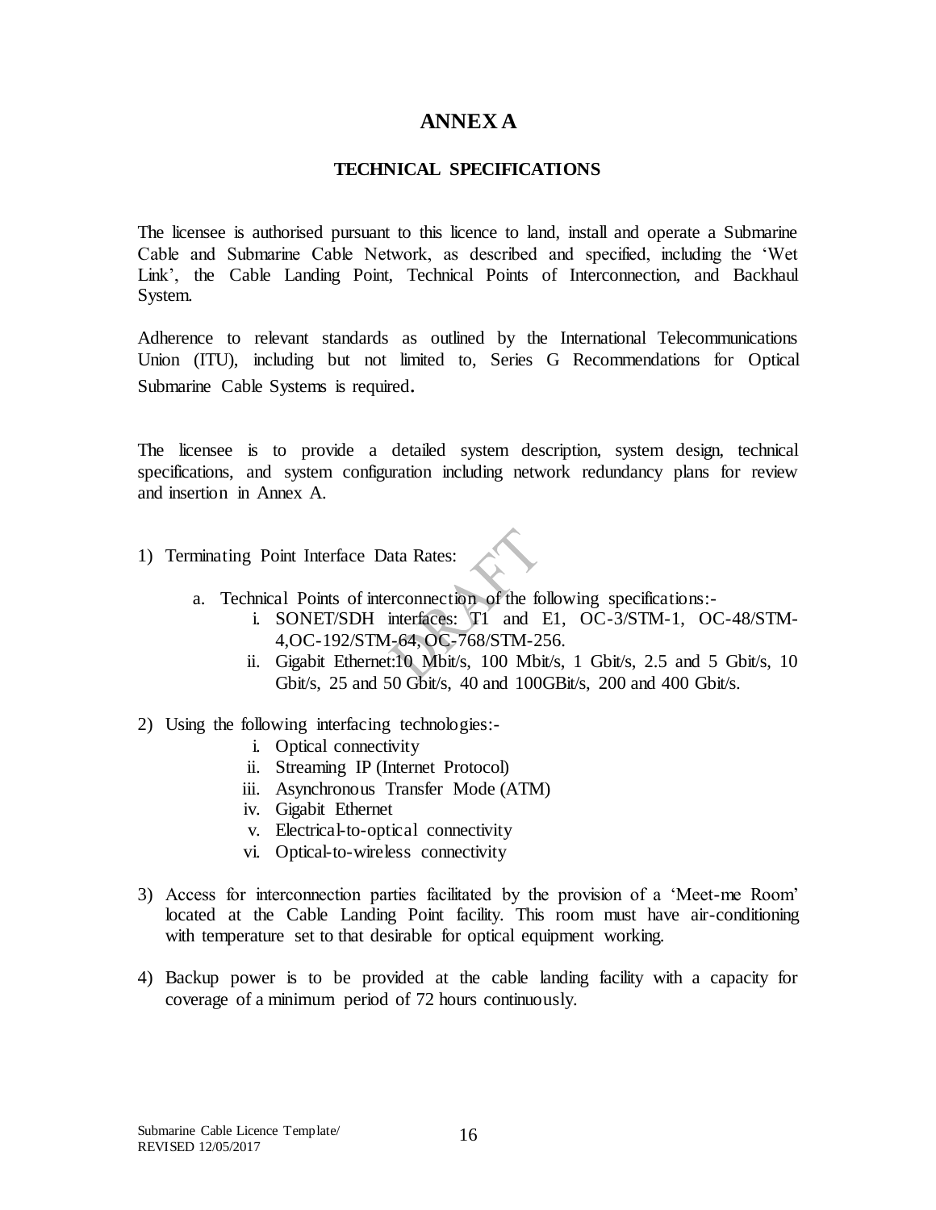# ANNEX A

## TECHNICAL SPECIFICATIONS

The licensee is authorised pursuant to this licence to land, install and operate a Submarine Cable and Submarine Cable Network, as described and specified, including the 'Wet Link', the Cable Landing Point, Technical Points of Interconnection, and Backhaul System.

Adherence to relevant standards as outlined by the International Telecommunications Union (ITU), including but not limited to, Series G Recommendations for Optical Submarine Cable Systems is required.

The licensee is to provide a detailed system description, system design, technical specifications, and system configuration including network redundancy plans for review and insertion in Annex A.

1) Terminating Point Interface Data Rates:

   a. Technical Points of interconnection of the following specifications:-

      i. SONET/SDH interfaces: T1 and E1, OC-3/STM-1, OC-48/STM-4,OC-192/STM-64, OC-768/STM-256.

      ii. Gigabit Ethernet:10 Mbit/s, 100 Mbit/s, 1 Gbit/s, 2.5 and 5 Gbit/s, 10 Gbit/s, 25 and 50 Gbit/s, 40 and 100GBit/s, 200 and 400 Gbit/s.

2) Using the following interfacing technologies:-

   i. Optical connectivity
   ii. Streaming IP (Internet Protocol)
   iii. Asynchronous Transfer Mode (ATM)
   iv. Gigabit Ethernet
   v. Electrical-to-optical connectivity
   vi. Optical-to-wireless connectivity

3) Access for interconnection parties facilitated by the provision of a 'Meet-me Room' located at the Cable Landing Point facility. This room must have air-conditioning with temperature set to that desirable for optical equipment working.

4) Backup power is to be provided at the cable landing facility with a capacity for coverage of a minimum period of 72 hours continuously.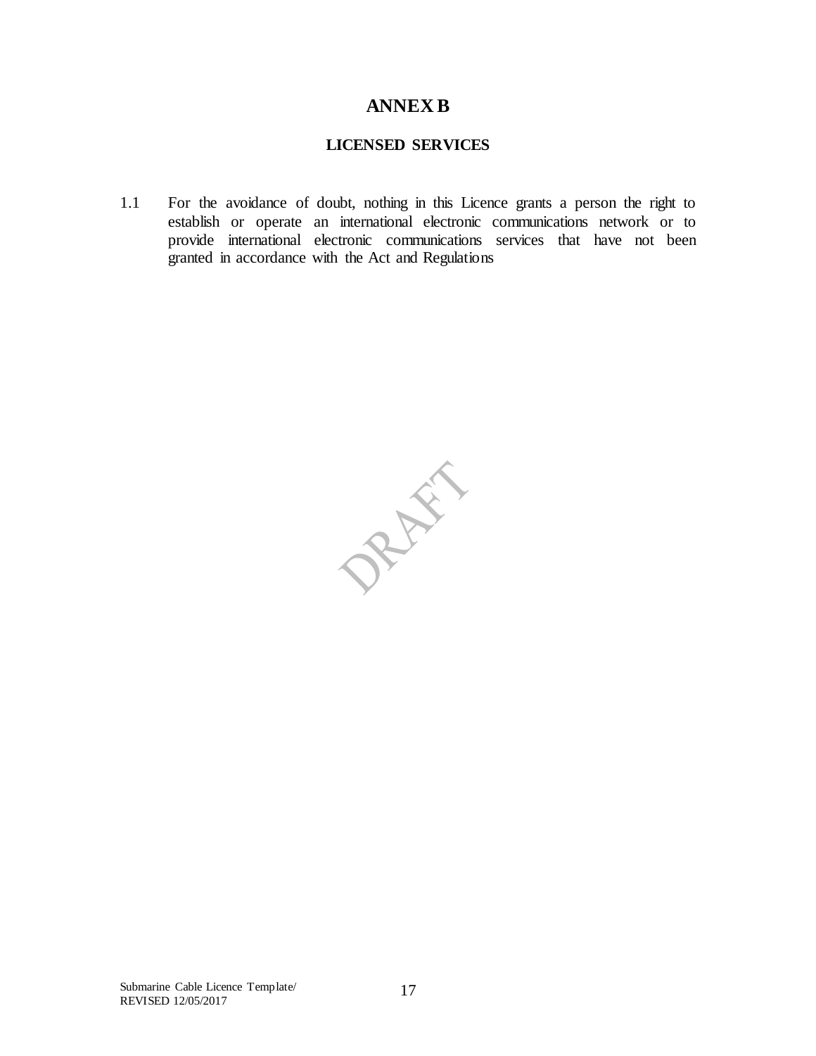# ANNEX B

## LICENSED SERVICES

1.1 For the avoidance of doubt, nothing in this Licence grants a person the right to establish or operate an international electronic communications network or to provide international electronic communications services that have not been granted in accordance with the Act and Regulations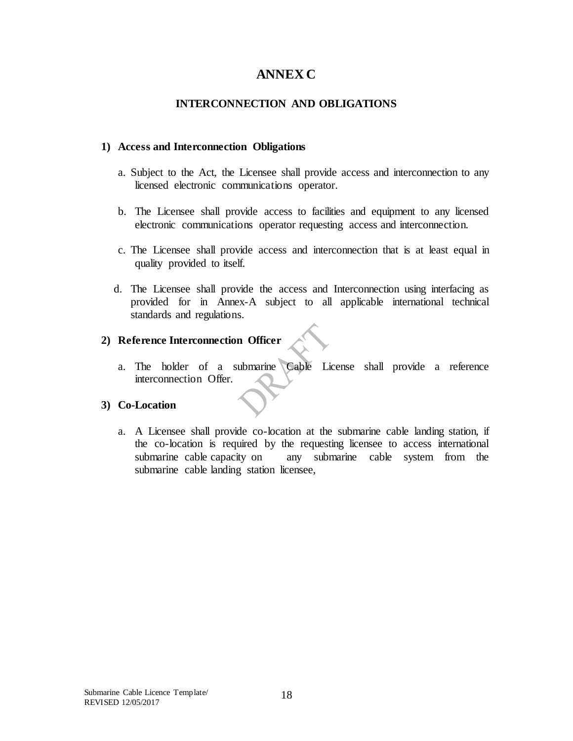# ANNEX C

## INTERCONNECTION AND OBLIGATIONS

### 1) Access and Interconnection Obligations

a. Subject to the Act, the Licensee shall provide access and interconnection to any licensed electronic communications operator.

b. The Licensee shall provide access to facilities and equipment to any licensed electronic communications operator requesting access and interconnection.

c. The Licensee shall provide access and interconnection that is at least equal in quality provided to itself.

d. The Licensee shall provide the access and Interconnection using interfacing as provided for in Annex-A subject to all applicable international technical standards and regulations.

### 2) Reference Interconnection Officer

a. The holder of a submarine Cable License shall provide a reference interconnection Offer.

### 3) Co-Location

a. A Licensee shall provide co-location at the submarine cable landing station, if the co-location is required by the requesting licensee to access international submarine cable capacity on any submarine cable system from the submarine cable landing station licensee,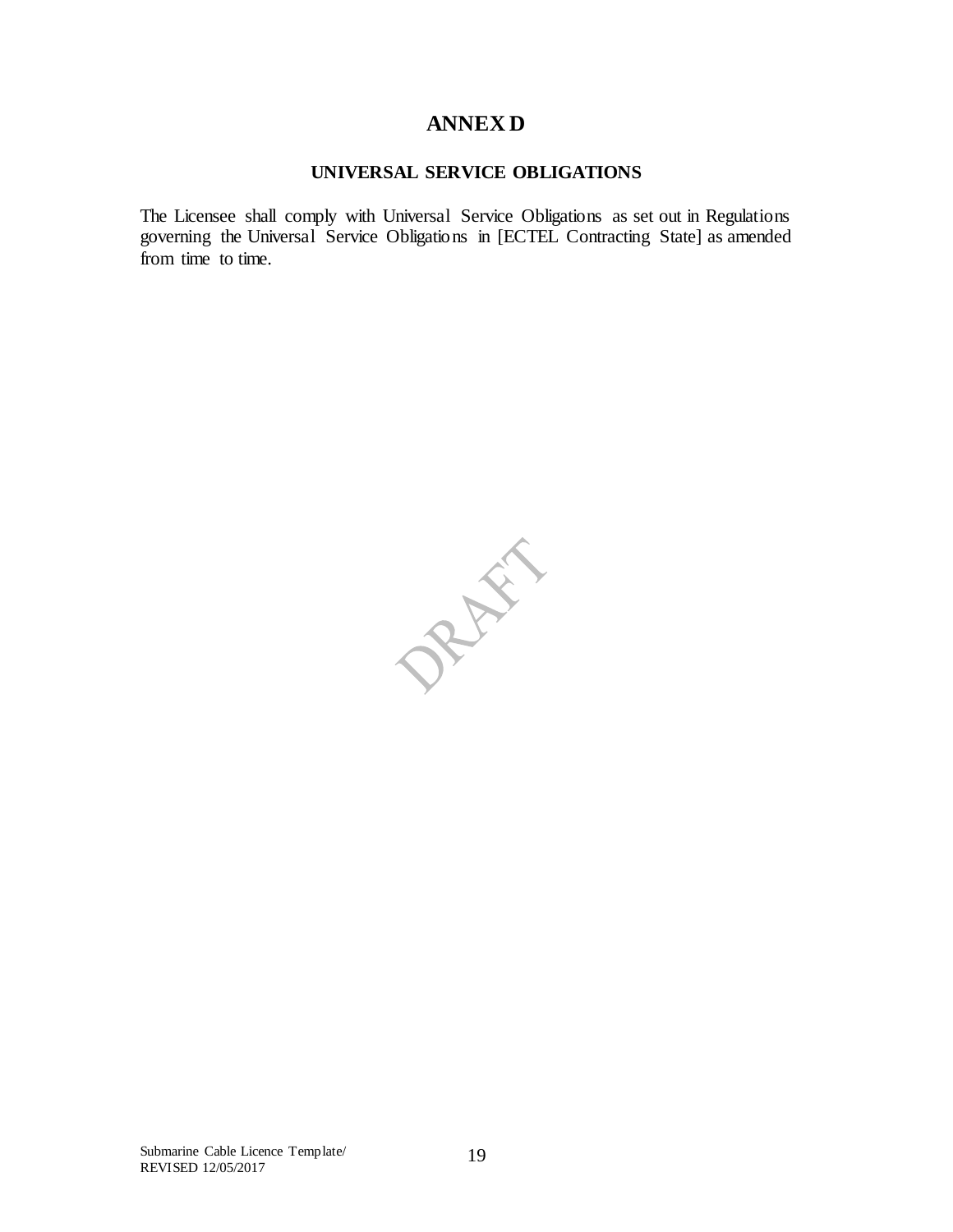# ANNEX D

## UNIVERSAL SERVICE OBLIGATIONS

The Licensee shall comply with Universal Service Obligations as set out in Regulations governing the Universal Service Obligations in [ECTEL Contracting State] as amended from time to time.